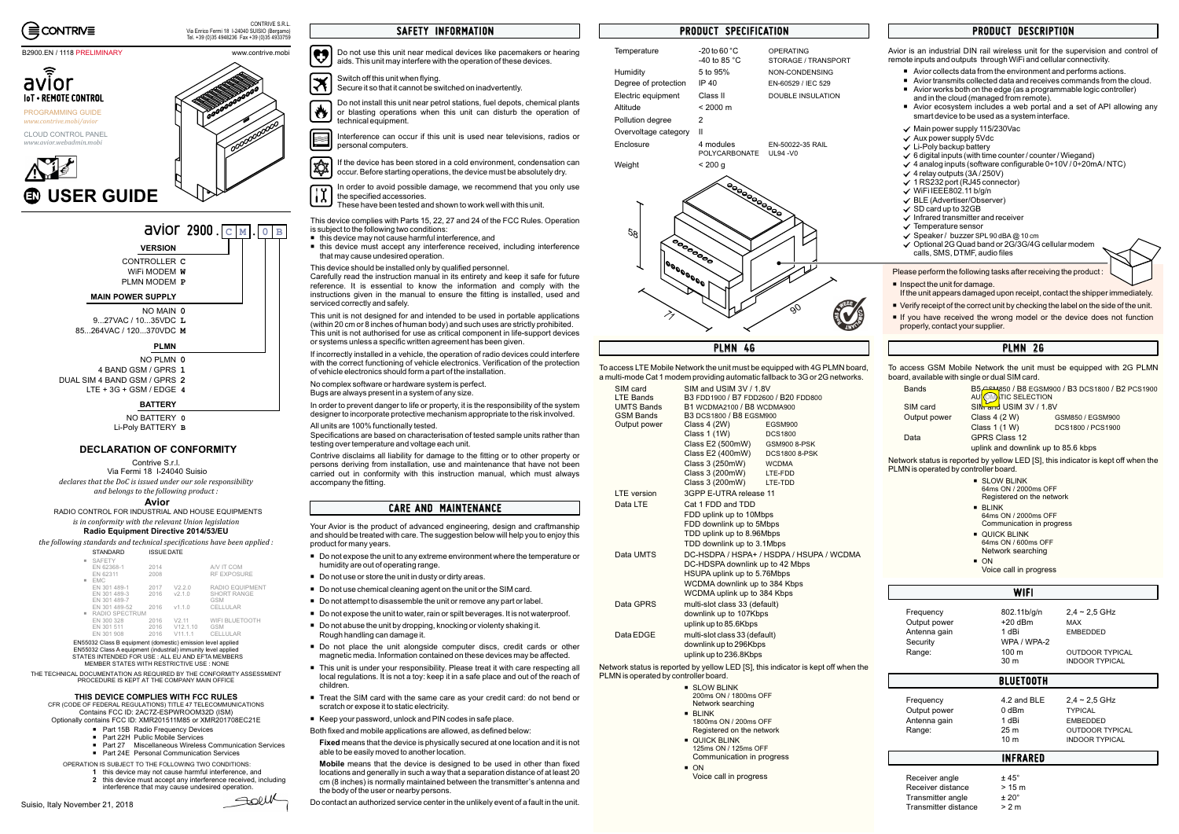CONTRIVE S.R.L.
Via Enrico Fermi 18 I-24040 SUISIO (Bergamo)
Tel. +39 (0)35 4948236 Fax +39 (0)35 4933759

B2900.EN / 1118 PRELIMINARY

www.contrive.mobi

# avior
## IoT + REMOTE CONTROL

PROGRAMMING GUIDE
*www.contrive.mobi/avior*

CLOUD CONTROL PANEL
*www.avior.webadmin.mobi*

# USER GUIDE

avior 2900 . C M . 0 B

**VERSION**

CONTROLLER **C**
WiFi MODEM **W**
PLMN MODEM **P**

**MAIN POWER SUPPLY**

NO MAIN **0**
9...27VAC / 10...35VDC **L**
85...264VAC / 120...370VDC **M**

**PLMN**

NO PLMN **0**
4 BAND GSM / GPRS **1**
DUAL SIM 4 BAND GSM / GPRS **2**
LTE + 3G + GSM / EDGE **4**

**BATTERY**

NO BATTERY **0**
Li-Poly BATTERY **B**

## DECLARATION OF CONFORMITY

Contrive S.r.l.
Via Fermi 18 I-24040 Suisio
*declares that the DoC is issued under our sole responsibility and belongs to the following product :*

**Avior**

RADIO CONTROL FOR INDUSTRIAL AND HOUSE EQUIPMENTS
*is in conformity with the relevant Union legislation*
**Radio Equipment Directive 2014/53/EU**

*the following standards and technical specifications have been applied :*

| STANDARD | ISSUE DATE | | |
|---|---|---|---|
| ■ SAFETY | | | |
| EN 62368-1 | 2014 | | A/V IT COM |
| EN 62311 | 2008 | | RF EXPOSURE |
| ■ EMC | | | |
| EN 301 489-1 | 2017 | V2.2.0 | RADIO EQUIPMENT |
| EN 301 489-3 | 2016 | v2.1.0 | SHORT RANGE |
| EN 301 489-7 | | | GSM |
| EN 301 489-52 | 2016 | v1.1.0 | CELLULAR |
| ■ RADIO SPECTRUM | | | |
| EN 300 328 | 2016 | V2.11 | WIFI BLUETOOTH |
| EN 301 511 | 2016 | V12.1.10 | GSM |
| EN 301 908 | 2016 | V11.1.1 | CELLULAR |

EN55032 Class B equipment (domestic) emission level applied
EN55032 Class A equipment (industrial) immunity level applied
STATES INTENDED FOR USE : ALL EU AND EFTA MEMBERS
MEMBER STATES WITH RESTRICTIVE USE : NONE

THE TECHNICAL DOCUMENTATION AS REQUIRED BY THE CONFORMITY ASSESSMENT PROCEDURE IS KEPT AT THE COMPANY MAIN OFFICE

### THIS DEVICE COMPLIES WITH FCC RULES

CFR (CODE OF FEDERAL REGULATIONS) TITLE 47 TELECOMMUNICATIONS
Contains FCC ID: 2AC7Z-ESPWROOM32D (ISM)
Optionally contains FCC ID: XMR201511M85 or XMR201708EC21E

- Part 15B Radio Frequency Devices
- Part 22H Public Mobile Services
- Part 27 Miscellaneous Wireless Communication Services
- Part 24E Personal Communication Services

OPERATION IS SUBJECT TO THE FOLLOWING TWO CONDITIONS:
1 this device may not cause harmful interference, and
2 this device must accept any interference received, including interference that may cause undesired operation.

Suisio, Italy November 21, 2018

## SAFETY INFORMATION

Do not use this unit near medical devices like pacemakers or hearing aids. This unit may interfere with the operation of these devices.

Switch off this unit when flying.
Secure it so that it cannot be switched on inadvertently.

Do not install this unit near petrol stations, fuel depots, chemical plants or blasting operations when this unit can disturb the operation of technical equipment.

Interference can occur if this unit is used near televisions, radios or personal computers.

If the device has been stored in a cold environment, condensation can occur. Before starting operations, the device must be absolutely dry.

In order to avoid possible damage, we recommend that you only use the specified accessories.
These have been tested and shown to work well with this unit.

This device complies with Parts 15, 22, 27 and 24 of the FCC Rules. Operation is subject to the following two conditions:
- this device may not cause harmful interference, and
- this device must accept any interference received, including interference that may cause undesired operation.

This device should be installed only by qualified personnel.
Carefully read the instruction manual in its entirety and keep it safe for future reference. It is essential to know the information and comply with the instructions given in the manual to ensure the fitting is installed, used and serviced correctly and safely.

This unit is not designed for and intended to be used in portable applications (within 20 cm or 8 inches of human body) and such uses are strictly prohibited. This unit is not authorised for use as critical component in life-support devices or systems unless a specific written agreement has been given.

If incorrectly installed in a vehicle, the operation of radio devices could interfere with the correct functioning of vehicle electronics. Verification of the protection of vehicle electronics should form a part of the installation.

No complex software or hardware system is perfect.
Bugs are always present in a system of any size.

In order to prevent danger to life or property, it is the responsibility of the system designer to incorporate protective mechanism appropriate to the risk involved.

All units are 100% functionally tested.
Specifications are based on characterisation of tested sample units rather than testing over temperature and voltage each unit.

Contrive disclaims all liability for damage to the fitting or to other property or persons deriving from installation, use and maintenance that have not been carried out in conformity with this instruction manual, which must always accompany the fitting.

## CARE AND MAINTENANCE

Your Avior is the product of advanced engineering, design and craftmanship and should be treated with care. The suggestion below will help you to enjoy this product for many years.

- Do not expose the unit to any extreme environment where the temperature or humidity are out of operating range.
- Do not use or store the unit in dusty or dirty areas.
- Do not use chemical cleaning agent on the unit or the SIM card.
- Do not attempt to disassemble the unit or remove any part or label.
- Do not expose the unit to water, rain or spilt beverages. It is not waterproof.
- Do not abuse the unit by dropping, knocking or violenty shaking it. Rough handling can damage it.
- Do not place the unit alongside computer discs, credit cards or other magnetic media. Information contained on these devices may be affected.
- This unit is under your responsibility. Please treat it with care respecting all local regulations. It is not a toy: keep it in a safe place and out of the reach of children.
- Treat the SIM card with the same care as your credit card: do not bend or scratch or expose it to static electricity.
- Keep your password, unlock and PIN codes in safe place.

Both fixed and mobile applications are allowed, as defined below:

**Fixed** means that the device is physically secured at one location and it is not able to be easily moved to another location.

**Mobile** means that the device is designed to be used in other than fixed locations and generally in such a way that a separation distance of at least 20 cm (8 inches) is normally maintained between the transmitter's antenna and the body of the user or nearby persons.

Do contact an authorized service center in the unlikely event of a fault in the unit.

## PRODUCT SPECIFICATION

| | | |
|---|---|---|
| Temperature | -20 to 60 °C | OPERATING |
| | -40 to 85 °C | STORAGE / TRANSPORT |
| Humidity | 5 to 95% | NON-CONDENSING |
| Degree of protection | IP 40 | EN-60529 / IEC 529 |
| Electric equipment | Class II | DOUBLE INSULATION |
| Altitude | < 2000 m | |
| Pollution degree | 2 | |
| Overvoltage category | II | |
| Enclosure | 4 modules POLYCARBONATE | EN-50022-35 RAIL UL94 -V0 |
| Weight | < 200 g | |

58 71 90

## PLMN 4G

To access LTE Mobile Network the unit must be equipped with 4G PLMN board, a multi-mode Cat 1 modem providing automatic fallback to 3G or 2G networks.

| | | |
|---|---|---|
| SIM card | SIM and USIM 3V / 1.8V | |
| LTE Bands | B3 FDD1900 / B7 FDD2600 / B20 FDD800 | |
| UMTS Bands | B1 WCDMA2100 / B8 WCDMA900 | |
| GSM Bands | B3 DCS1800 / B8 EGSM900 | |
| Output power | Class 4 (2W) | EGSM900 |
| | Class 1 (1W) | DCS1800 |
| | Class E2 (500mW) | GSM900 8-PSK |
| | Class E2 (400mW) | DCS1800 8-PSK |
| | Class 3 (250mW) | WCDMA |
| | Class 3 (200mW) | LTE-FDD |
| | Class 3 (200mW) | LTE-TDD |
| LTE version | 3GPP E-UTRA release 11 | |
| Data LTE | Cat 1 FDD and TDD<br>FDD uplink up to 10Mbps<br>FDD downlink up to 5Mbps<br>TDD uplink up to 8.96Mbps<br>TDD downlink up to 3.1Mbps | |
| Data UMTS | DC-HSDPA / HSPA+ / HSDPA / HSUPA / WCDMA<br>DC-HDSPA downlink up to 42 Mbps<br>HSUPA uplink up to 5.76Mbps<br>WCDMA downlink up to 384 Kbps<br>WCDMA uplink up to 384 Kbps | |
| Data GPRS | multi-slot class 33 (default)<br>downlink up to 107Kbps<br>uplink up to 85.6Kbps | |
| Data EDGE | multi-slot class 33 (default)<br>downlink up to 296Kbps<br>uplink up to 236.8Kbps | |

Network status is reported by yellow LED [S], this indicator is kept off when the PLMN is operated by controller board.

- SLOW BLINK
  200ms ON / 1800ms OFF
  Network searching
- BLINK
  1800ms ON / 200ms OFF
  Registered on the network
- QUICK BLINK
  125ms ON / 125ms OFF
  Communication in progress
- ON
  Voice call in progress

## PRODUCT DESCRIPTION

Avior is an industrial DIN rail wireless unit for the supervision and control of remote inputs and outputs through WiFi and cellular connectivity.

- Avior collects data from the environment and performs actions.
- Avior transmits collected data and receives commands from the cloud.
- Avior works both on the edge (as a programmable logic controller) and in the cloud (managed from remote).
- Avior ecosystem includes a web portal and a set of API allowing any smart device to be used as a system interface.

- ✓ Main power supply 115/230Vac
- ✓ Aux power supply 5Vdc
- ✓ Li-Poly backup battery
- ✓ 6 digital inputs (with time counter / counter / Wiegand)
- ✓ 4 analog inputs (software configurable 0÷10V / 0÷20mA / NTC)
- ✓ 4 relay outputs (3A / 250V)
- ✓ 1 RS232 port (RJ45 connector)
- ✓ WiFi IEEE802.11 b/g/n
- ✓ BLE (Advertiser/Observer)
- ✓ SD card up to 32GB
- ✓ Infrared transmitter and receiver
- ✓ Temperature sensor
- ✓ Speaker / buzzer SPL 90 dBA @ 10 cm
- ✓ Optional 2G Quad band or 2G/3G/4G cellular modem calls, SMS, DTMF, audio files

Please perform the following tasks after receiving the product :

- Inspect the unit for damage.
  If the unit appears damaged upon receipt, contact the shipper immediately.
- Verify receipt of the correct unit by checking the label on the side of the unit.
- If you have received the wrong model or the device does not function properly, contact your supplier.

## PLMN 2G

To access GSM Mobile Network the unit must be equipped with 2G PLMN board, available with single or dual SIM card.

| | | |
|---|---|---|
| Bands | B5 GSM850 / B8 EGSM900 / B3 DCS1800 / B2 PCS1900 AUTOMATIC SELECTION | |
| SIM card | SIM and USIM 3V / 1.8V | |
| Output power | Class 4 (2 W) | GSM850 / EGSM900 |
| | Class 1 (1 W) | DCS1800 / PCS1900 |
| Data | GPRS Class 12<br>uplink and downlink up to 85.6 kbps | |

Network status is reported by yellow LED [S], this indicator is kept off when the PLMN is operated by controller board.

- SLOW BLINK
  64ms ON / 2000ms OFF
  Registered on the network
- BLINK
  64ms ON / 2000ms OFF
  Communication in progress
- QUICK BLINK
  64ms ON / 600ms OFF
  Network searching
- ON
  Voice call in progress

## WIFI

| | | |
|---|---|---|
| Frequency | 802.11b/g/n | 2,4 ~ 2,5 GHz |
| Output power | +20 dBm | MAX |
| Antenna gain | 1 dBi | EMBEDDED |
| Security | WPA / WPA-2 | |
| Range: | 100 m | OUTDOOR TYPICAL |
| | 30 m | INDOOR TYPICAL |

## BLUETOOTH

| | | |
|---|---|---|
| Frequency | 4.2 and BLE | 2,4 ~ 2,5 GHz |
| Output power | 0 dBm | TYPICAL |
| Antenna gain | 1 dBi | EMBEDDED |
| Range: | 25 m | OUTDOOR TYPICAL |
| | 10 m | INDOOR TYPICAL |

## INFRARED

| | |
|---|---|
| Receiver angle | ± 45° |
| Receiver distance | > 15 m |
| Transmitter angle | ± 20° |
| Transmitter distance | > 2 m |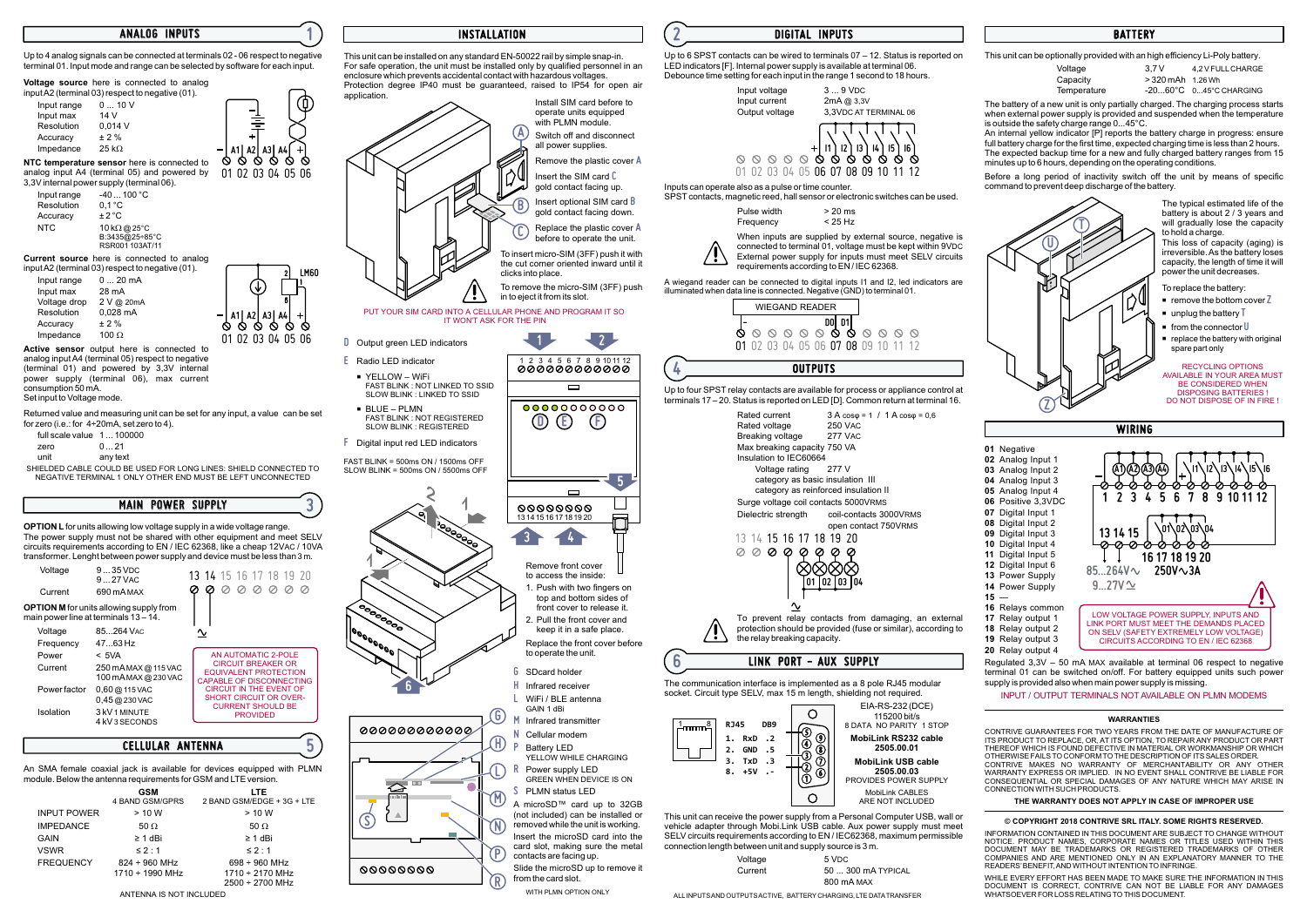## 1 ANALOG INPUTS

Up to 4 analog signals can be connected at terminals 02 - 06 respect to negative terminal 01. Input mode and range can be selected by software for each input.

**Voltage source** here is connected to analog input A2 (terminal 03) respect to negative (01).

| | |
|---|---|
| Input range | 0 ... 10 V |
| Input max | 14 V |
| Resolution | 0,014 V |
| Accuracy | ± 2 % |
| Impedance | 25 kΩ |

**NTC temperature sensor** here is connected to analog input A4 (terminal 05) and powered by 3,3V internal power supply (terminal 06).

| | |
|---|---|
| Input range | -40 ... 100 °C |
| Resolution | 0,1 °C |
| Accuracy | ± 2 °C |
| NTC | 10 kΩ @ 25°C B:3435@25÷85°C RSR001 103AT/11 |

**Current source** here is connected to analog input A2 (terminal 03) respect to negative (01).

| | |
|---|---|
| Input range | 0 ... 20 mA |
| Input max | 28 mA |
| Voltage drop | 2 V @ 20mA |
| Resolution | 0,028 mA |
| Accuracy | ± 2 % |
| Impedance | 100 Ω |

**Active sensor** output here is connected to analog input A4 (terminal 05) respect to negative (terminal 01) and powered by 3,3V internal power supply (terminal 06), max current consumption 50 mA.
Set input to Voltage mode.

Returned value and measuring unit can be set for any input, a value can be set for zero (i.e.: for 4÷20mA, set zero to 4).

| | |
|---|---|
| full scale value | 1 ... 100000 |
| zero | 0 ... 21 |
| unit | any text |

SHIELDED CABLE COULD BE USED FOR LONG LINES: SHIELD CONNECTED TO NEGATIVE TERMINAL 1 ONLY OTHER END MUST BE LEFT UNCONNECTED

A1 A2 A3 A4 + 
01 02 03 04 05 06

LM60

## 3 MAIN POWER SUPPLY

**OPTION L** for units allowing low voltage supply in a wide voltage range.
The power supply must not be shared with other equipment and meet SELV circuits requirements according to EN / IEC 62368, like a cheap 12VAC / 10VA transformer. Lenght between power supply and device must be less than 3 m.

| | |
|---|---|
| Voltage | 9 ... 35 VDC 9 ... 27 VAC |
| Current | 690 mA MAX |

13 14 15 16 17 18 19 20

**OPTION M** for units allowing supply from main power line at terminals 13 – 14.

| | |
|---|---|
| Voltage | 85...264 VAC |
| Frequency | 47...63 Hz |
| Power | < 5VA |
| Current | 250 mA MAX @ 115 VAC 100 mA MAX @ 230 VAC |
| Power factor | 0,60 @ 115 VAC 0,45 @ 230 VAC |
| Isolation | 3 kV 1 MINUTE 4 kV 3 SECONDS |

AN AUTOMATIC 2-POLE CIRCUIT BREAKER OR EQUIVALENT PROTECTION CAPABLE OF DISCONNECTING CIRCUIT IN THE EVENT OF SHORT CIRCUIT OR OVER-CURRENT SHOULD BE PROVIDED

## 5 CELLULAR ANTENNA

An SMA female coaxial jack is available for devices equipped with PLMN module. Below the antenna requirements for GSM and LTE version.

| | GSM 4 BAND GSM/GPRS | LTE 2 BAND GSM/EDGE + 3G + LTE |
|---|---|---|
| INPUT POWER | > 10 W | > 10 W |
| IMPEDANCE | 50 Ω | 50 Ω |
| GAIN | ≥ 1 dBi | ≥ 1 dBi |
| VSWR | ≤ 2 : 1 | ≤ 2 : 1 |
| FREQUENCY | 824 ÷ 960 MHz 1710 ÷ 1990 MHz | 698 ÷ 960 MHz 1710 ÷ 2170 MHz 2500 ÷ 2700 MHz |

ANTENNA IS NOT INCLUDED

## INSTALLATION

This unit can be installed on any standard EN-50022 rail by simple snap-in. For safe operation, the unit must be installed only by qualified personnel in an enclosure which prevents accidental contact with hazardous voltages. Protection degree IP40 must be guaranteed, raised to IP54 for open air application.

Install SIM card before to operate units equipped with PLMN module.

Switch off and disconnect all power supplies.

Remove the plastic cover A

Insert the SIM card C gold contact facing up.

Insert optional SIM card B gold contact facing down.

Replace the plastic cover A before to operate the unit.

To insert micro-SIM (3FF) push it with the cut corner oriented inward until it clicks into place.

To remove the micro-SIM (3FF) push in to eject it from its slot.

PUT YOUR SIM CARD INTO A CELLULAR PHONE AND PROGRAM IT SO IT WON'T ASK FOR THE PIN

D Output green LED indicators

E Radio LED indicator

- YELLOW – WiFi
  FAST BLINK : NOT LINKED TO SSID
  SLOW BLINK : LINKED TO SSID
- BLUE – PLMN
  FAST BLINK : NOT REGISTERED
  SLOW BLINK : REGISTERED

F Digital input red LED indicators

FAST BLINK = 500ms ON / 1500ms OFF
SLOW BLINK = 500ms ON / 5500ms OFF

Remove front cover to access the inside:

1. Push with two fingers on top and bottom sides of front cover to release it.
2. Pull the front cover and keep it in a safe place.

Replace the front cover before to operate the unit.

G SDcard holder

H Infrared receiver

L WiFi / BLE antenna
GAIN 1 dBi

M Infrared transmitter

N Cellular modem

P Battery LED
YELLOW WHILE CHARGING

R Power supply LED
GREEN WHEN DEVICE IS ON

S PLMN status LED

A microSD™ card up to 32GB (not included) can be installed or removed while the unit is working. Insert the microSD card into the card slot, making sure the metal contacts are facing up.
Slide the microSD up to remove it from the card slot.

WITH PLMN OPTION ONLY

## 2 DIGITAL INPUTS

Up to 6 SPST contacts can be wired to terminals 07 – 12. Status is reported on LED indicators [F]. Internal power supply is available at terminal 06.
Debounce time setting for each input in the range 1 second to 18 hours.

| | |
|---|---|
| Input voltage | 3 ... 9 VDC |
| Input current | 2mA @ 3,3V |
| Output voltage | 3,3VDC AT TERMINAL 06 |

+ I1 I2 I3 I4 I5 I6
01 02 03 04 05 06 07 08 09 10 11 12

Inputs can operate also as a pulse or time counter.
SPST contacts, magnetic reed, hall sensor or electronic switches can be used.

| | |
|---|---|
| Pulse width | > 20 ms |
| Frequency | < 25 Hz |

When inputs are supplied by external source, negative is connected to terminal 01, voltage must be kept within 9VDC
External power supply for inputs must meet SELV circuits requirements according to EN / IEC 62368.

A wiegand reader can be connected to digital inputs I1 and I2, led indicators are illuminated when data line is connected. Negative (GND) to terminal 01.

WIEGAND READER
- D0 D1
01 02 03 04 05 06 07 08 09 10 11 12

## 4 OUTPUTS

Up to four SPST relay contacts are available for process or appliance control at terminals 17 – 20. Status is reported on LED [D]. Common return at terminal 16.

| | |
|---|---|
| Rated current | 3 A cosφ = 1 / 1 A cosφ = 0,6 |
| Rated voltage | 250 VAC |
| Breaking voltage | 277 VAC |
| Max breaking capacity | 750 VA |
| Insulation to IEC60664 | |
| Voltage rating | 277 V |
| | category as basic insulation III |
| | category as reinforced insulation II |
| Surge voltage coil contacts | 5000VRMS |
| Dielectric strength | coil-contacts 3000VRMS open contact 750VRMS |

13 14 15 16 17 18 19 20
O1 O2 O3 O4

To prevent weld contacts from damaging, an external protection should be provided (fuse or similar), according to the relay breaking capacity.

## 6 LINK PORT – AUX SUPPLY

The communication interface is implemented as a 8 pole RJ45 modular socket. Circuit type SELV, max 15 m length, shielding not required.

| RJ45 | | DB9 |
|---|---|---|
| 1. | RxD | .2 |
| 2. | GND | .5 |
| 3. | TxD | .3 |
| 8. | +5V | .- |

EIA-RS-232 (DCE)
115200 bit/s
8 DATA NO PARITY 1 STOP

**MobiLink RS232 cable 2505.00.01**

**MobiLink USB cable 2505.00.03**
PROVIDES POWER SUPPLY

MobiLink CABLES ARE NOT INCLUDED

This unit can receive the power supply from a Personal Computer USB, wall or vehicle adapter through Mobi.Link USB cable. Aux power supply must meet SELV circuits requirements according to EN / IEC62368, maximum permissible connection length between unit and supply source is 3 m.

| | |
|---|---|
| Voltage | 5 VDC |
| Current | 50 ... 300 mA TYPICAL 800 mA MAX |

ALL INPUTS AND OUTPUTS ACTIVE, BATTERY CHARGING, LTE DATA TRANSFER

## BATTERY

This unit can be optionally provided with an high efficiency Li-Poly battery.

| | | |
|---|---|---|
| Voltage | 3,7 V | 4,2 V FULL CHARGE |
| Capacity | > 320 mAh | 1.26 Wh |
| Temperature | -20...60°C | 0...45°C CHARGING |

The battery of a new unit is only partially charged. The charging process starts when external power supply is provided and suspended when the temperature is outside the safety charge range 0...45°C.
An internal yellow indicator [P] reports the battery charge in progress: ensure full battery charge for the first time, expected charging time is less than 2 hours. The expected backup time for a new and fully charged battery ranges from 15 minutes up to 6 hours, depending on the operating conditions.

Before a long period of inactivity switch off the unit by means of specific command to prevent deep discharge of the battery.

The typical estimated life of the battery is about 2 / 3 years and will gradually lose the capacity to hold a charge.
This loss of capacity (aging) is irreversible. As the battery loses capacity, the length of time it will power the unit decreases.

To replace the battery:

- remove the bottom cover Z
- unplug the battery T
- from the connector U
- replace the battery with original spare part only

RECYCLING OPTIONS AVAILABLE IN YOUR AREA MUST BE CONSIDERED WHEN DISPOSING BATTERIES !
DO NOT DISPOSE OF IN FIRE !

## WIRING

**01** Negative
**02** Analog Input 1
**03** Analog Input 2
**04** Analog Input 3
**05** Analog Input 4
**06** Positive 3,3VDC
**07** Digital Input 1
**08** Digital Input 2
**09** Digital Input 3
**10** Digital Input 4
**11** Digital Input 5
**12** Digital Input 6
**13** Power Supply
**14** Power Supply
**15** —
**16** Relays common
**17** Relay output 1
**18** Relay output 2
**19** Relay output 3
**20** Relay output 4

85...264V∿ 9...27V∿ 250V∿3A

LOW VOLTAGE POWER SUPPLY, INPUTS AND LINK PORT MUST MEET THE DEMANDS PLACED ON SELV (SAFETY EXTREMELY LOW VOLTAGE) CIRCUITS ACCORDING TO EN / IEC 62368

Regulated 3,3V – 50 mA MAX available at terminal 06 respect to negative terminal 01 can be switched on/off. For battery equipped units such power supply is provided also when main power supply is missing.

INPUT / OUTPUT TERMINALS NOT AVAILABLE ON PLMN MODEMS

### WARRANTIES

CONTRIVE GUARANTEES FOR TWO YEARS FROM THE DATE OF MANUFACTURE OF ITS PRODUCT TO REPLACE, OR, AT ITS OPTION, TO REPAIR ANY PRODUCT OR PART THEREOF WHICH IS FOUND DEFECTIVE IN MATERIAL OR WORKMANSHIP OR WHICH OTHERWISE FAILS TO CONFORM TO THE DESCRIPTION OF ITS SALES ORDER.
CONTRIVE MAKES NO WARRANTY OF MERCHANTABILITY OR ANY OTHER WARRANTY EXPRESS OR IMPLIED. IN NO EVENT SHALL CONTRIVE BE LIABLE FOR CONSEQUENTIAL OR SPECIAL DAMAGES OF ANY NATURE WHICH MAY ARISE IN CONNECTION WITH SUCH PRODUCTS.

**THE WARRANTY DOES NOT APPLY IN CASE OF IMPROPER USE**

**© COPYRIGHT 2018 CONTRIVE SRL ITALY. SOME RIGHTS RESERVED.**

INFORMATION CONTAINED IN THIS DOCUMENT ARE SUBJECT TO CHANGE WITHOUT NOTICE. PRODUCT NAMES, CORPORATE NAMES OR TITLES USED WITHIN THIS DOCUMENT MAY BE TRADEMARKS OR REGISTERED TRADEMARKS OF OTHER COMPANIES AND ARE MENTIONED ONLY IN AN EXPLANATORY MANNER TO THE READERS' BENEFIT, AND WITHOUT INTENTION TO INFRINGE.

WHILE EVERY EFFORT HAS BEEN MADE TO MAKE SURE THE INFORMATION IN THIS DOCUMENT IS CORRECT, CONTRIVE CAN NOT BE LIABLE FOR ANY DAMAGES WHATSOEVER FOR LOSS RELATING TO THIS DOCUMENT.